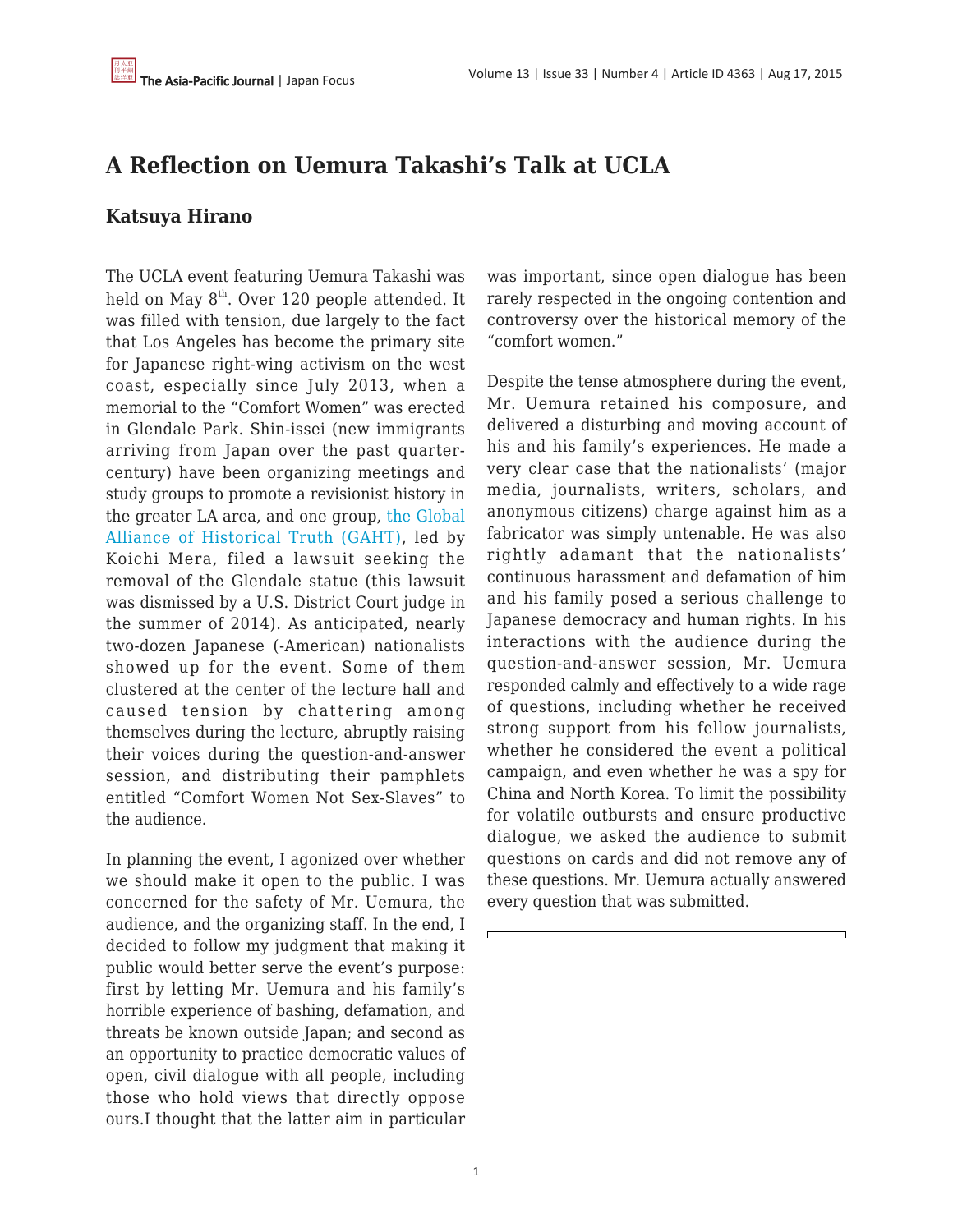# A Reflection on Uemura Takashi's Talk at UCLA

## Katsuya Hirano

The UCLA event featuring Uemura Takashi was held on May 8th. Over 120 people attended. It was filled with tension, due largely to the fact that Los Angeles has become the primary site for Japanese right-wing activism on the west coast, especially since July 2013, when a memorial to the "Comfort Women" was erected in Glendale Park. Shin-issei (new immigrants arriving from Japan over the past quarter-century) have been organizing meetings and study groups to promote a revisionist history in the greater LA area, and one group, the Global Alliance of Historical Truth (GAHT), led by Koichi Mera, filed a lawsuit seeking the removal of the Glendale statue (this lawsuit was dismissed by a U.S. District Court judge in the summer of 2014). As anticipated, nearly two-dozen Japanese (-American) nationalists showed up for the event. Some of them clustered at the center of the lecture hall and caused tension by chattering among themselves during the lecture, abruptly raising their voices during the question-and-answer session, and distributing their pamphlets entitled "Comfort Women Not Sex-Slaves" to the audience.

In planning the event, I agonized over whether we should make it open to the public. I was concerned for the safety of Mr. Uemura, the audience, and the organizing staff. In the end, I decided to follow my judgment that making it public would better serve the event's purpose: first by letting Mr. Uemura and his family's horrible experience of bashing, defamation, and threats be known outside Japan; and second as an opportunity to practice democratic values of open, civil dialogue with all people, including those who hold views that directly oppose ours.I thought that the latter aim in particular was important, since open dialogue has been rarely respected in the ongoing contention and controversy over the historical memory of the "comfort women."

Despite the tense atmosphere during the event, Mr. Uemura retained his composure, and delivered a disturbing and moving account of his and his family's experiences. He made a very clear case that the nationalists' (major media, journalists, writers, scholars, and anonymous citizens) charge against him as a fabricator was simply untenable. He was also rightly adamant that the nationalists' continuous harassment and defamation of him and his family posed a serious challenge to Japanese democracy and human rights. In his interactions with the audience during the question-and-answer session, Mr. Uemura responded calmly and effectively to a wide rage of questions, including whether he received strong support from his fellow journalists, whether he considered the event a political campaign, and even whether he was a spy for China and North Korea. To limit the possibility for volatile outbursts and ensure productive dialogue, we asked the audience to submit questions on cards and did not remove any of these questions. Mr. Uemura actually answered every question that was submitted.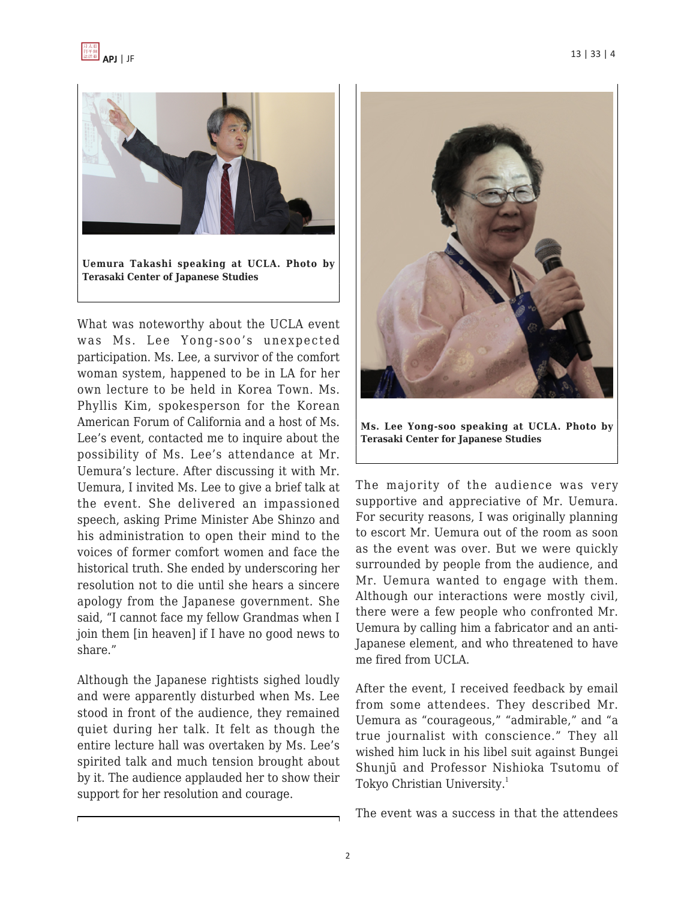Uemura Takashi speaking at UCLA. Photo by Terasaki Center of Japanese Studies

What was noteworthy about the UCLA event was Ms. Lee Yong-soo's unexpected participation. Ms. Lee, a survivor of the comfort woman system, happened to be in LA for her own lecture to be held in Korea Town. Ms. Phyllis Kim, spokesperson for the Korean American Forum of California and a host of Ms. Lee's event, contacted me to inquire about the possibility of Ms. Lee's attendance at Mr. Uemura's lecture. After discussing it with Mr. Uemura, I invited Ms. Lee to give a brief talk at the event. She delivered an impassioned speech, asking Prime Minister Abe Shinzo and his administration to open their mind to the voices of former comfort women and face the historical truth. She ended by underscoring her resolution not to die until she hears a sincere apology from the Japanese government. She said, "I cannot face my fellow Grandmas when I join them [in heaven] if I have no good news to share."

Although the Japanese rightists sighed loudly and were apparently disturbed when Ms. Lee stood in front of the audience, they remained quiet during her talk. It felt as though the entire lecture hall was overtaken by Ms. Lee's spirited talk and much tension brought about by it. The audience applauded her to show their support for her resolution and courage.

Ms. Lee Yong-soo speaking at UCLA. Photo by Terasaki Center for Japanese Studies

The majority of the audience was very supportive and appreciative of Mr. Uemura. For security reasons, I was originally planning to escort Mr. Uemura out of the room as soon as the event was over. But we were quickly surrounded by people from the audience, and Mr. Uemura wanted to engage with them. Although our interactions were mostly civil, there were a few people who confronted Mr. Uemura by calling him a fabricator and an anti-Japanese element, and who threatened to have me fired from UCLA.

After the event, I received feedback by email from some attendees. They described Mr. Uemura as "courageous," "admirable," and "a true journalist with conscience." They all wished him luck in his libel suit against Bungei Shunjū and Professor Nishioka Tsutomu of Tokyo Christian University.[1]

The event was a success in that the attendees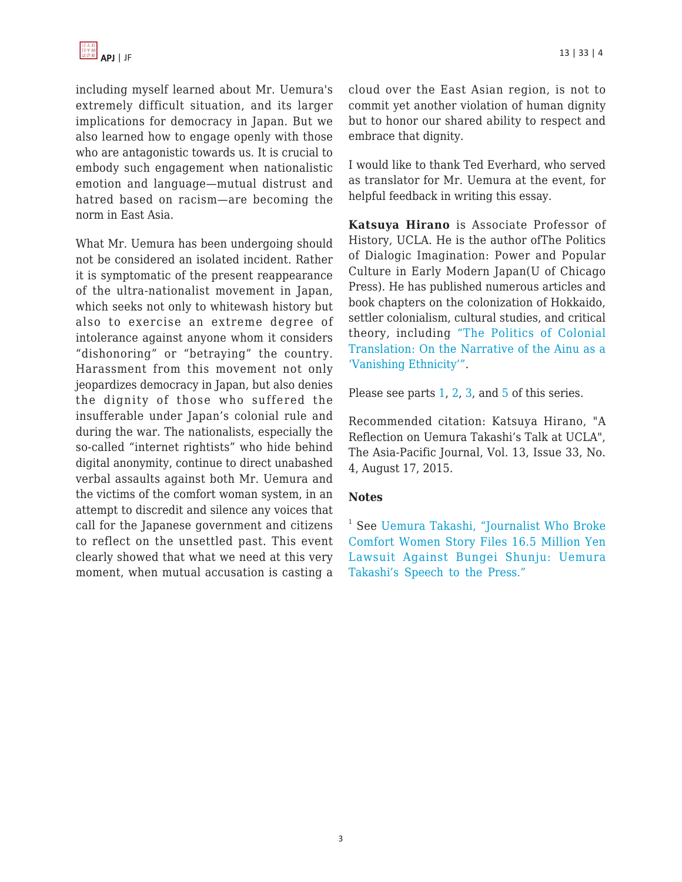including myself learned about Mr. Uemura's extremely difficult situation, and its larger implications for democracy in Japan. But we also learned how to engage openly with those who are antagonistic towards us. It is crucial to embody such engagement when nationalistic emotion and language—mutual distrust and hatred based on racism—are becoming the norm in East Asia.

What Mr. Uemura has been undergoing should not be considered an isolated incident. Rather it is symptomatic of the present reappearance of the ultra-nationalist movement in Japan, which seeks not only to whitewash history but also to exercise an extreme degree of intolerance against anyone whom it considers "dishonoring" or "betraying" the country. Harassment from this movement not only jeopardizes democracy in Japan, but also denies the dignity of those who suffered the insufferable under Japan's colonial rule and during the war. The nationalists, especially the so-called "internet rightists" who hide behind digital anonymity, continue to direct unabashed verbal assaults against both Mr. Uemura and the victims of the comfort woman system, in an attempt to discredit and silence any voices that call for the Japanese government and citizens to reflect on the unsettled past. This event clearly showed that what we need at this very moment, when mutual accusation is casting a cloud over the East Asian region, is not to commit yet another violation of human dignity but to honor our shared ability to respect and embrace that dignity.

I would like to thank Ted Everhard, who served as translator for Mr. Uemura at the event, for helpful feedback in writing this essay.

**Katsuya Hirano** is Associate Professor of History, UCLA. He is the author ofThe Politics of Dialogic Imagination: Power and Popular Culture in Early Modern Japan(U of Chicago Press). He has published numerous articles and book chapters on the colonization of Hokkaido, settler colonialism, cultural studies, and critical theory, including "The Politics of Colonial Translation: On the Narrative of the Ainu as a 'Vanishing Ethnicity'".

Please see parts 1, 2, 3, and 5 of this series.

Recommended citation: Katsuya Hirano, "A Reflection on Uemura Takashi's Talk at UCLA", The Asia-Pacific Journal, Vol. 13, Issue 33, No. 4, August 17, 2015.

## Notes

[1] See Uemura Takashi, "Journalist Who Broke Comfort Women Story Files 16.5 Million Yen Lawsuit Against Bungei Shunju: Uemura Takashi's Speech to the Press."